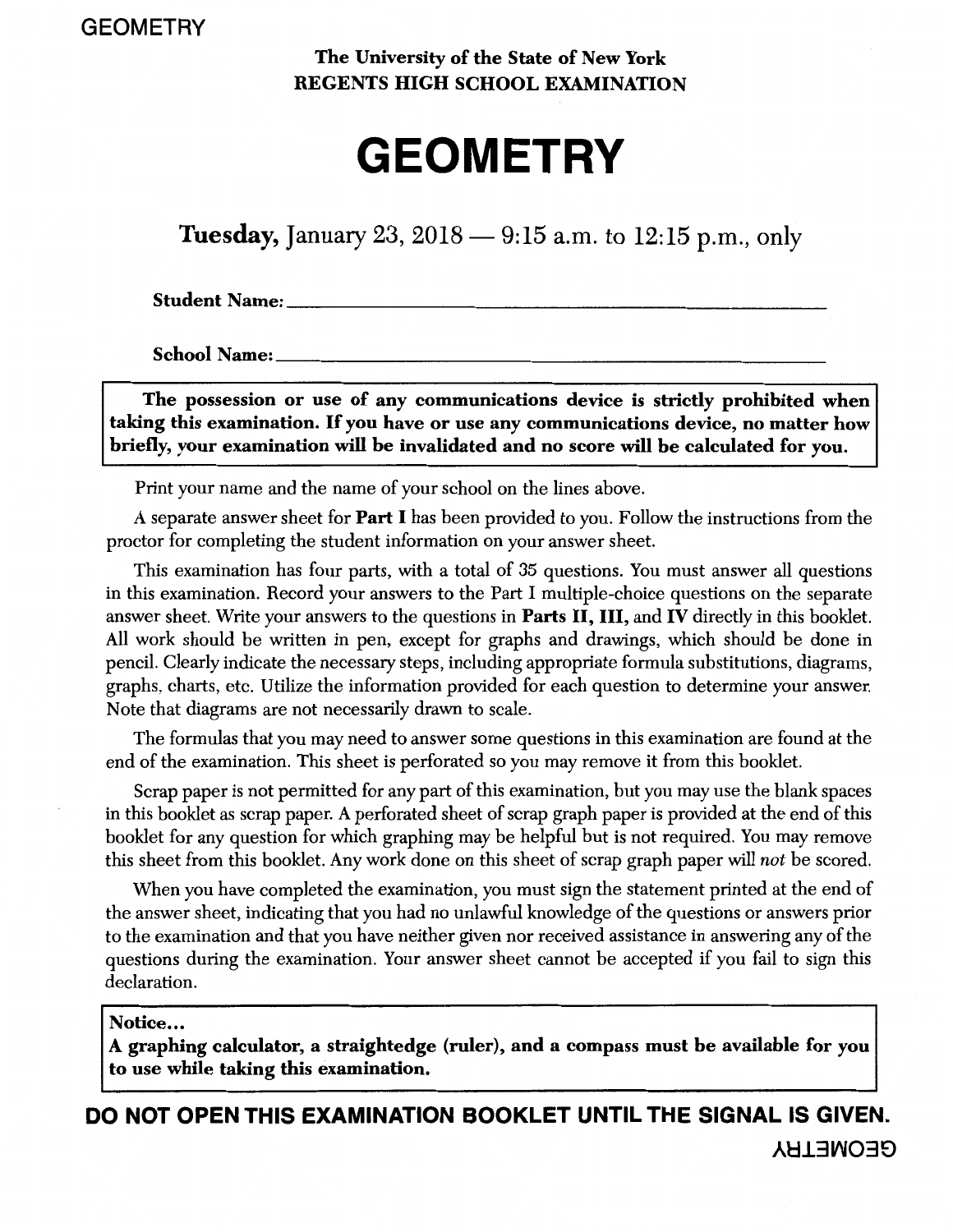The University of the State of New York
**REGENTS HIGH SCHOOL EXAMINATION**

# GEOMETRY

**Tuesday,** January 23, 2018 — 9:15 a.m. to 12:15 p.m., only

**Student Name:** ______________________________________________

**School Name:** ______________________________________________

**The possession or use of any communications device is strictly prohibited when taking this examination. If you have or use any communications device, no matter how briefly, your examination will be invalidated and no score will be calculated for you.**

Print your name and the name of your school on the lines above.

A separate answer sheet for **Part I** has been provided to you. Follow the instructions from the proctor for completing the student information on your answer sheet.

This examination has four parts, with a total of 35 questions. You must answer all questions in this examination. Record your answers to the Part I multiple-choice questions on the separate answer sheet. Write your answers to the questions in **Parts II, III,** and **IV** directly in this booklet. All work should be written in pen, except for graphs and drawings, which should be done in pencil. Clearly indicate the necessary steps, including appropriate formula substitutions, diagrams, graphs, charts, etc. Utilize the information provided for each question to determine your answer. Note that diagrams are not necessarily drawn to scale.

The formulas that you may need to answer some questions in this examination are found at the end of the examination. This sheet is perforated so you may remove it from this booklet.

Scrap paper is not permitted for any part of this examination, but you may use the blank spaces in this booklet as scrap paper. A perforated sheet of scrap graph paper is provided at the end of this booklet for any question for which graphing may be helpful but is not required. You may remove this sheet from this booklet. Any work done on this sheet of scrap graph paper will *not* be scored.

When you have completed the examination, you must sign the statement printed at the end of the answer sheet, indicating that you had no unlawful knowledge of the questions or answers prior to the examination and that you have neither given nor received assistance in answering any of the questions during the examination. Your answer sheet cannot be accepted if you fail to sign this declaration.

**Notice…**
**A graphing calculator, a straightedge (ruler), and a compass must be available for you to use while taking this examination.**

**DO NOT OPEN THIS EXAMINATION BOOKLET UNTIL THE SIGNAL IS GIVEN.**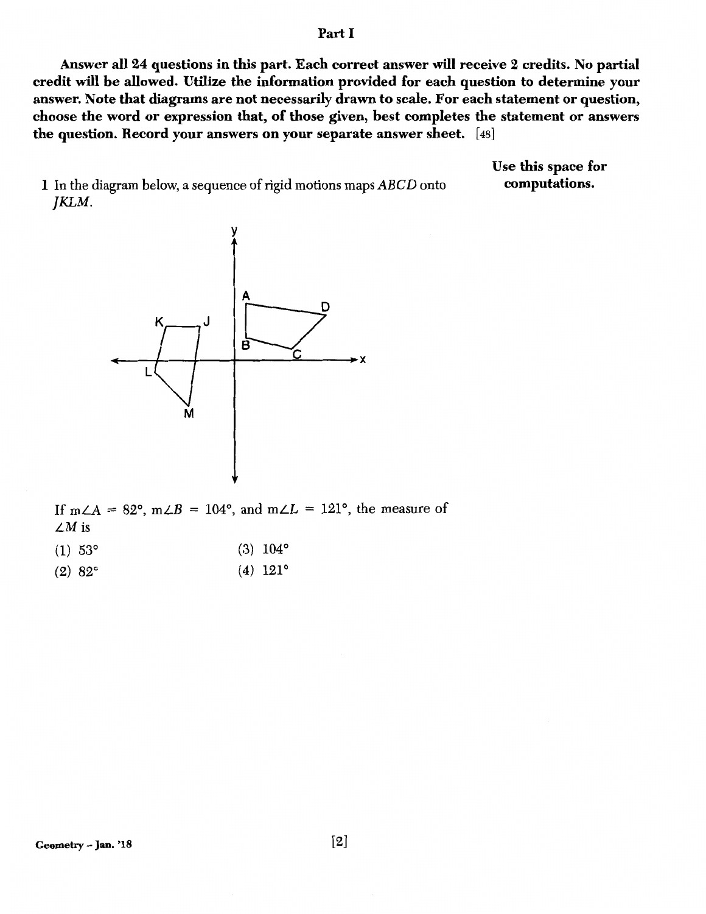## Part I

**Answer all 24 questions in this part. Each correct answer will receive 2 credits. No partial credit will be allowed. Utilize the information provided for each question to determine your answer. Note that diagrams are not necessarily drawn to scale. For each statement or question, choose the word or expression that, of those given, best completes the statement or answers the question. Record your answers on your separate answer sheet.** [48]

**Use this space for computations.**

1 In the diagram below, a sequence of rigid motions maps $ABCD$ onto $JKLM$.

If $m\angle A = 82°$, $m\angle B = 104°$, and $m\angle L = 121°$, the measure of $\angle M$ is

(1) 53°

(2) 82°

(3) 104°

(4) 121°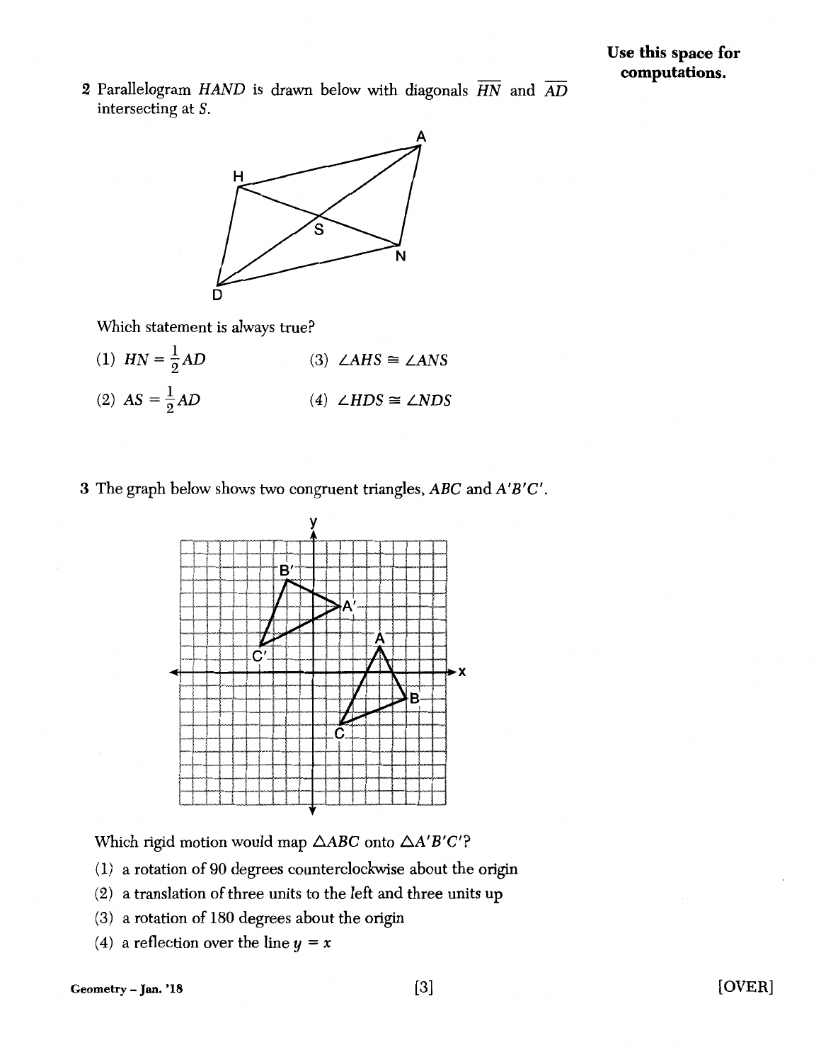**Use this space for computations.**

2 Parallelogram *HAND* is drawn below with diagonals $\overline{HN}$ and $\overline{AD}$ intersecting at *S*.

Which statement is always true?

(1) $HN = \frac{1}{2}AD$

(2) $AS = \frac{1}{2}AD$

(3) $\angle AHS \cong \angle ANS$

(4) $\angle HDS \cong \angle NDS$

3 The graph below shows two congruent triangles, *ABC* and *A'B'C'*.

Which rigid motion would map $\triangle ABC$ onto $\triangle A'B'C'$?

(1) a rotation of 90 degrees counterclockwise about the origin

(2) a translation of three units to the left and three units up

(3) a rotation of 180 degrees about the origin

(4) a reflection over the line $y = x$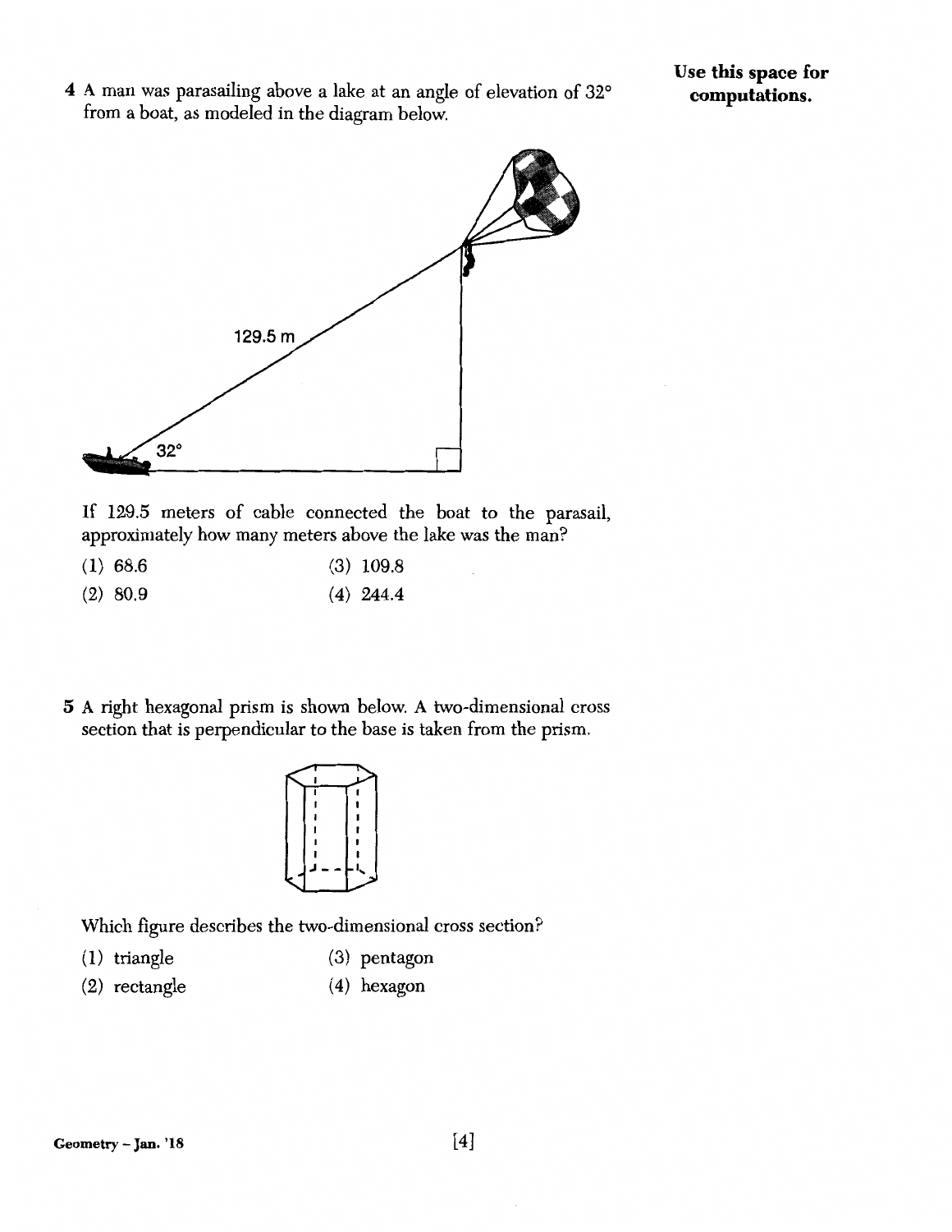4 A man was parasailing above a lake at an angle of elevation of 32° from a boat, as modeled in the diagram below.

**Use this space for computations.**

129.5 m

32°

If 129.5 meters of cable connected the boat to the parasail, approximately how many meters above the lake was the man?

(1) 68.6  
(2) 80.9  
(3) 109.8  
(4) 244.4

5 A right hexagonal prism is shown below. A two-dimensional cross section that is perpendicular to the base is taken from the prism.

Which figure describes the two-dimensional cross section?

(1) triangle  
(2) rectangle  
(3) pentagon  
(4) hexagon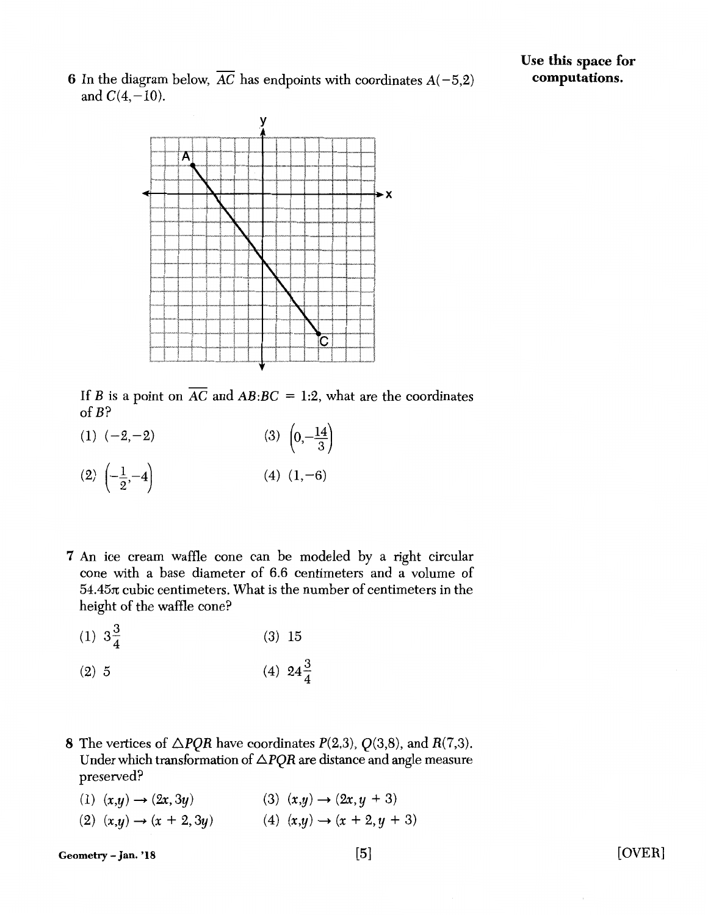**Use this space for computations.**

6 In the diagram below, $\overline{AC}$ has endpoints with coordinates $A(-5,2)$ and $C(4,-10)$.

If $B$ is a point on $\overline{AC}$ and $AB:BC = 1:2$, what are the coordinates of $B$?

(1) $(-2,-2)$

(2) $\left(-\frac{1}{2},-4\right)$

(3) $\left(0,-\frac{14}{3}\right)$

(4) $(1,-6)$

7 An ice cream waffle cone can be modeled by a right circular cone with a base diameter of 6.6 centimeters and a volume of $54.45\pi$ cubic centimeters. What is the number of centimeters in the height of the waffle cone?

(1) $3\frac{3}{4}$

(2) 5

(3) 15

(4) $24\frac{3}{4}$

8 The vertices of $\triangle PQR$ have coordinates $P(2,3)$, $Q(3,8)$, and $R(7,3)$. Under which transformation of $\triangle PQR$ are distance and angle measure preserved?

(1) $(x,y) \rightarrow (2x, 3y)$

(2) $(x,y) \rightarrow (x + 2, 3y)$

(3) $(x,y) \rightarrow (2x, y + 3)$

(4) $(x,y) \rightarrow (x + 2, y + 3)$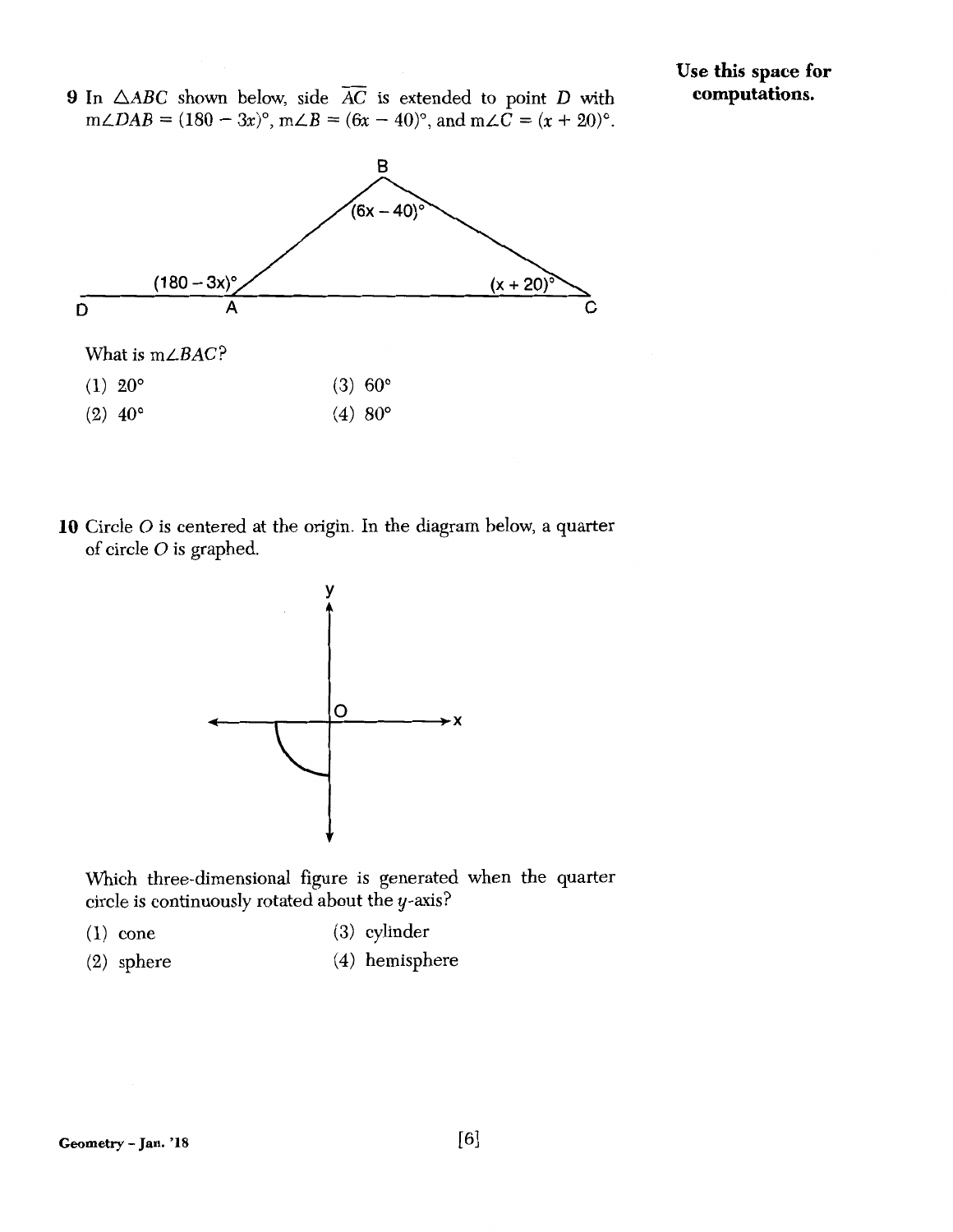**Use this space for computations.**

9 In $\triangle ABC$ shown below, side $\overline{AC}$ is extended to point $D$ with $m\angle DAB = (180 - 3x)°$, $m\angle B = (6x - 40)°$, and $m\angle C = (x + 20)°$.

What is $m\angle BAC$?

(1) 20°

(2) 40°

(3) 60°

(4) 80°

10 Circle $O$ is centered at the origin. In the diagram below, a quarter of circle $O$ is graphed.

Which three-dimensional figure is generated when the quarter circle is continuously rotated about the $y$-axis?

(1) cone

(2) sphere

(3) cylinder

(4) hemisphere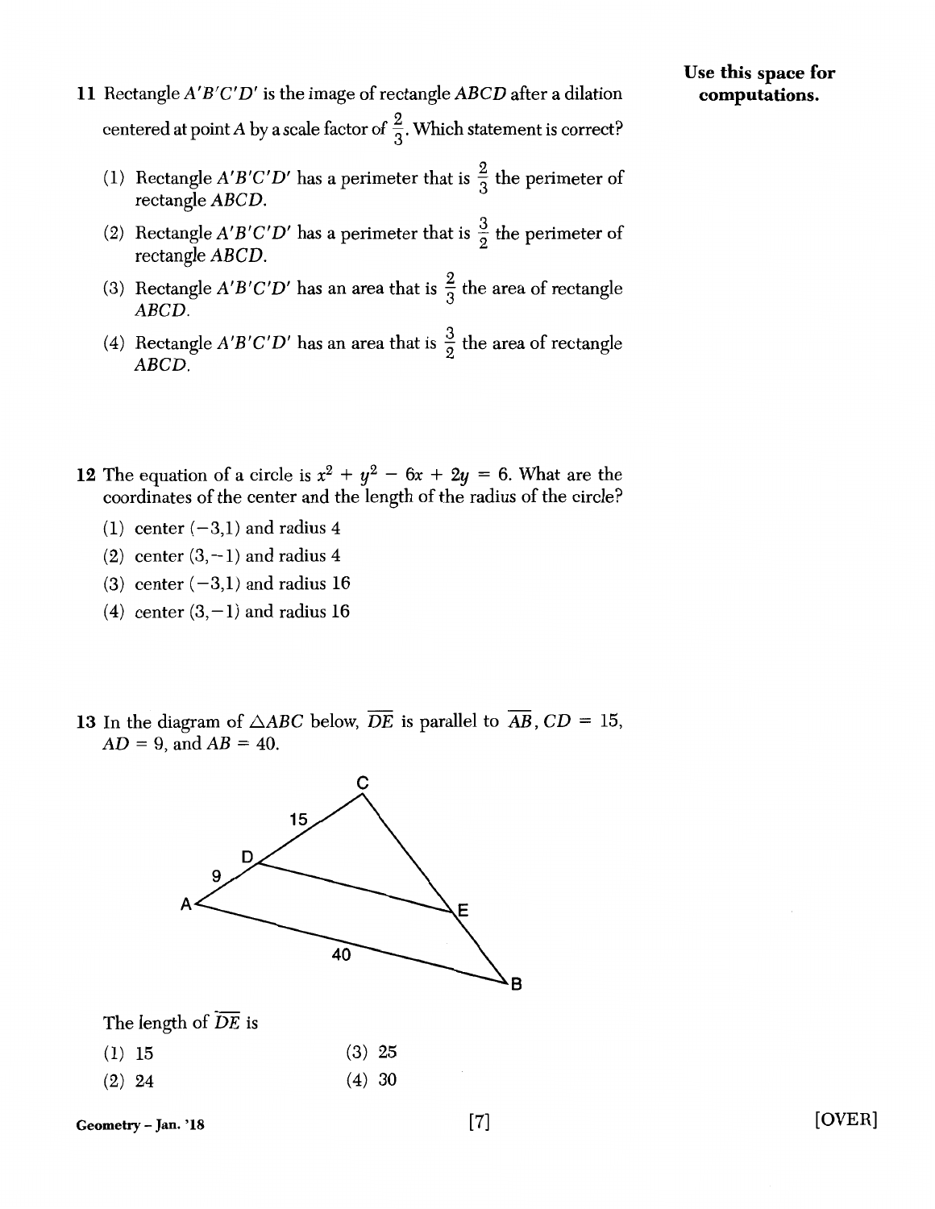Use this space for computations.

11 Rectangle $A'B'C'D'$ is the image of rectangle $ABCD$ after a dilation centered at point $A$ by a scale factor of $\frac{2}{3}$. Which statement is correct?

(1) Rectangle $A'B'C'D'$ has a perimeter that is $\frac{2}{3}$ the perimeter of rectangle $ABCD$.

(2) Rectangle $A'B'C'D'$ has a perimeter that is $\frac{3}{2}$ the perimeter of rectangle $ABCD$.

(3) Rectangle $A'B'C'D'$ has an area that is $\frac{2}{3}$ the area of rectangle $ABCD$.

(4) Rectangle $A'B'C'D'$ has an area that is $\frac{3}{2}$ the area of rectangle $ABCD$.

12 The equation of a circle is $x^2 + y^2 - 6x + 2y = 6$. What are the coordinates of the center and the length of the radius of the circle?

(1) center $(-3,1)$ and radius 4

(2) center $(3,-1)$ and radius 4

(3) center $(-3,1)$ and radius 16

(4) center $(3,-1)$ and radius 16

13 In the diagram of $\triangle ABC$ below, $\overline{DE}$ is parallel to $\overline{AB}$, $CD = 15$, $AD = 9$, and $AB = 40$.

The length of $\overline{DE}$ is

(1) 15

(2) 24

(3) 25

(4) 30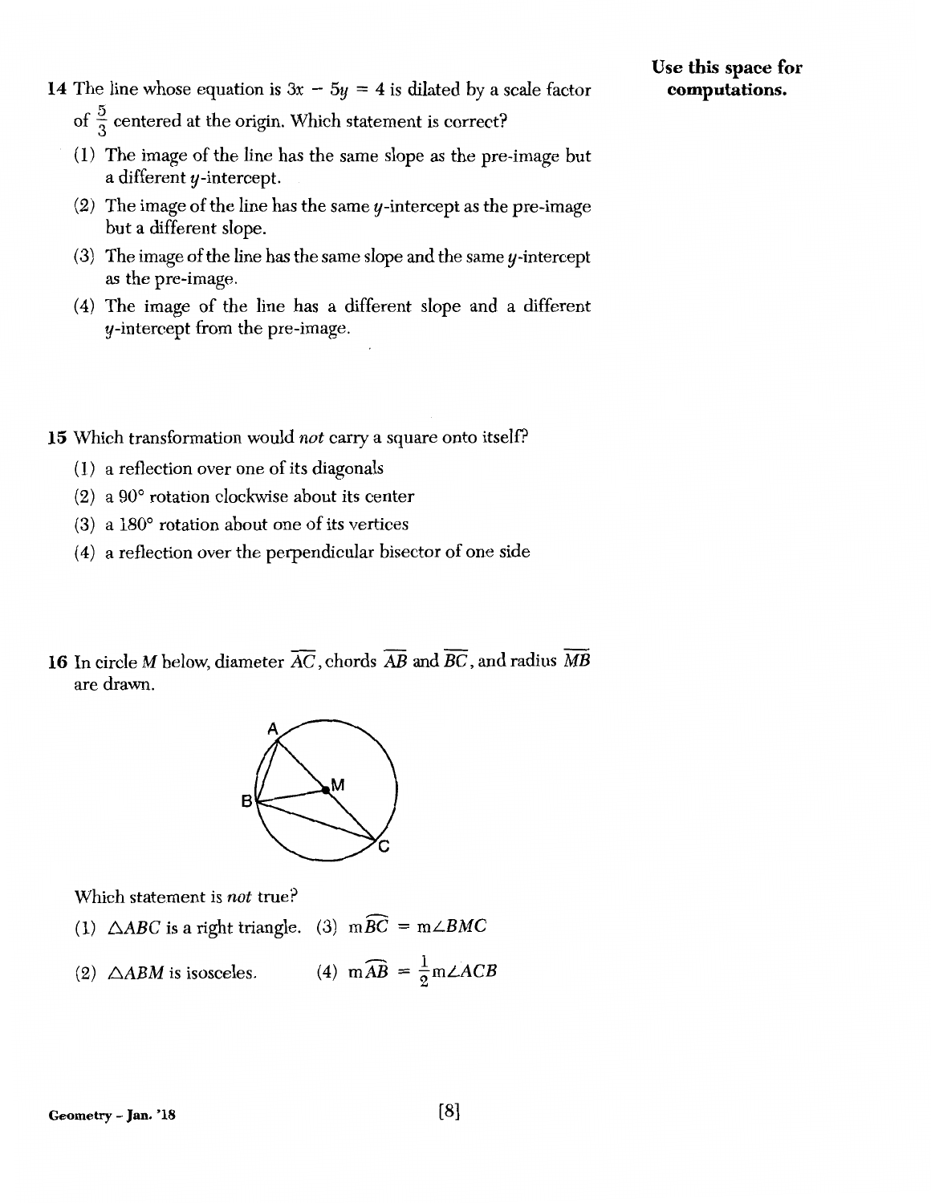**Use this space for computations.**

14 The line whose equation is $3x - 5y = 4$ is dilated by a scale factor of $\frac{5}{3}$ centered at the origin. Which statement is correct?

(1) The image of the line has the same slope as the pre-image but a different $y$-intercept.

(2) The image of the line has the same $y$-intercept as the pre-image but a different slope.

(3) The image of the line has the same slope and the same $y$-intercept as the pre-image.

(4) The image of the line has a different slope and a different $y$-intercept from the pre-image.

15 Which transformation would *not* carry a square onto itself?

(1) a reflection over one of its diagonals

(2) a 90° rotation clockwise about its center

(3) a 180° rotation about one of its vertices

(4) a reflection over the perpendicular bisector of one side

16 In circle $M$ below, diameter $\overline{AC}$, chords $\overline{AB}$ and $\overline{BC}$, and radius $\overline{MB}$ are drawn.

Which statement is *not* true?

(1) $\triangle ABC$ is a right triangle.

(2) $\triangle ABM$ is isosceles.

(3) $m\overset{\frown}{BC} = m\angle BMC$

(4) $m\overset{\frown}{AB} = \frac{1}{2}m\angle ACB$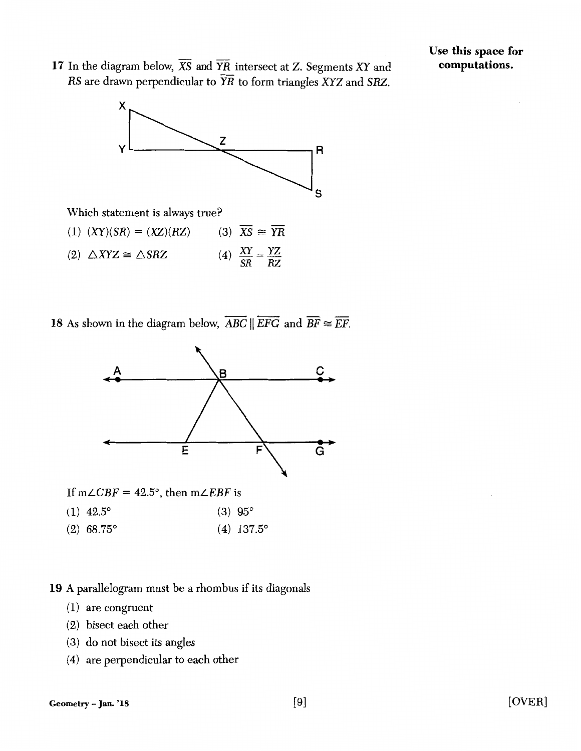Use this space for computations.

17 In the diagram below, $\overline{XS}$ and $\overline{YR}$ intersect at Z. Segments XY and RS are drawn perpendicular to $\overline{YR}$ to form triangles XYZ and SRZ.

Which statement is always true?

(1) $(XY)(SR) = (XZ)(RZ)$

(2) $\triangle XYZ \cong \triangle SRZ$

(3) $\overline{XS} \cong \overline{YR}$

(4) $\frac{XY}{SR} = \frac{YZ}{RZ}$

18 As shown in the diagram below, $\overleftrightarrow{ABC} \parallel \overleftrightarrow{EFG}$ and $\overline{BF} \cong \overline{EF}$.

If $m\angle CBF = 42.5°$, then $m\angle EBF$ is

(1) 42.5°

(2) 68.75°

(3) 95°

(4) 137.5°

19 A parallelogram must be a rhombus if its diagonals

(1) are congruent

(2) bisect each other

(3) do not bisect its angles

(4) are perpendicular to each other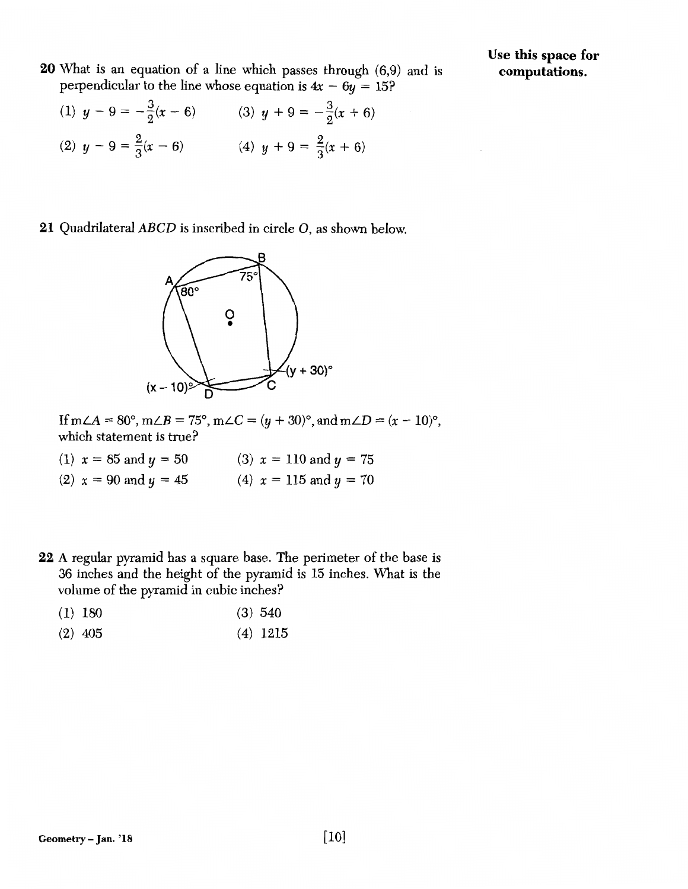**Use this space for computations.**

20 What is an equation of a line which passes through (6,9) and is perpendicular to the line whose equation is $4x - 6y = 15$?

(1) $y - 9 = -\frac{3}{2}(x - 6)$

(2) $y - 9 = \frac{2}{3}(x - 6)$

(3) $y + 9 = -\frac{3}{2}(x + 6)$

(4) $y + 9 = \frac{2}{3}(x + 6)$

21 Quadrilateral $ABCD$ is inscribed in circle $O$, as shown below.

If $m\angle A = 80°$, $m\angle B = 75°$, $m\angle C = (y + 30)°$, and $m\angle D = (x - 10)°$, which statement is true?

(1) $x = 85$ and $y = 50$

(2) $x = 90$ and $y = 45$

(3) $x = 110$ and $y = 75$

(4) $x = 115$ and $y = 70$

22 A regular pyramid has a square base. The perimeter of the base is 36 inches and the height of the pyramid is 15 inches. What is the volume of the pyramid in cubic inches?

(1) 180

(2) 405

(3) 540

(4) 1215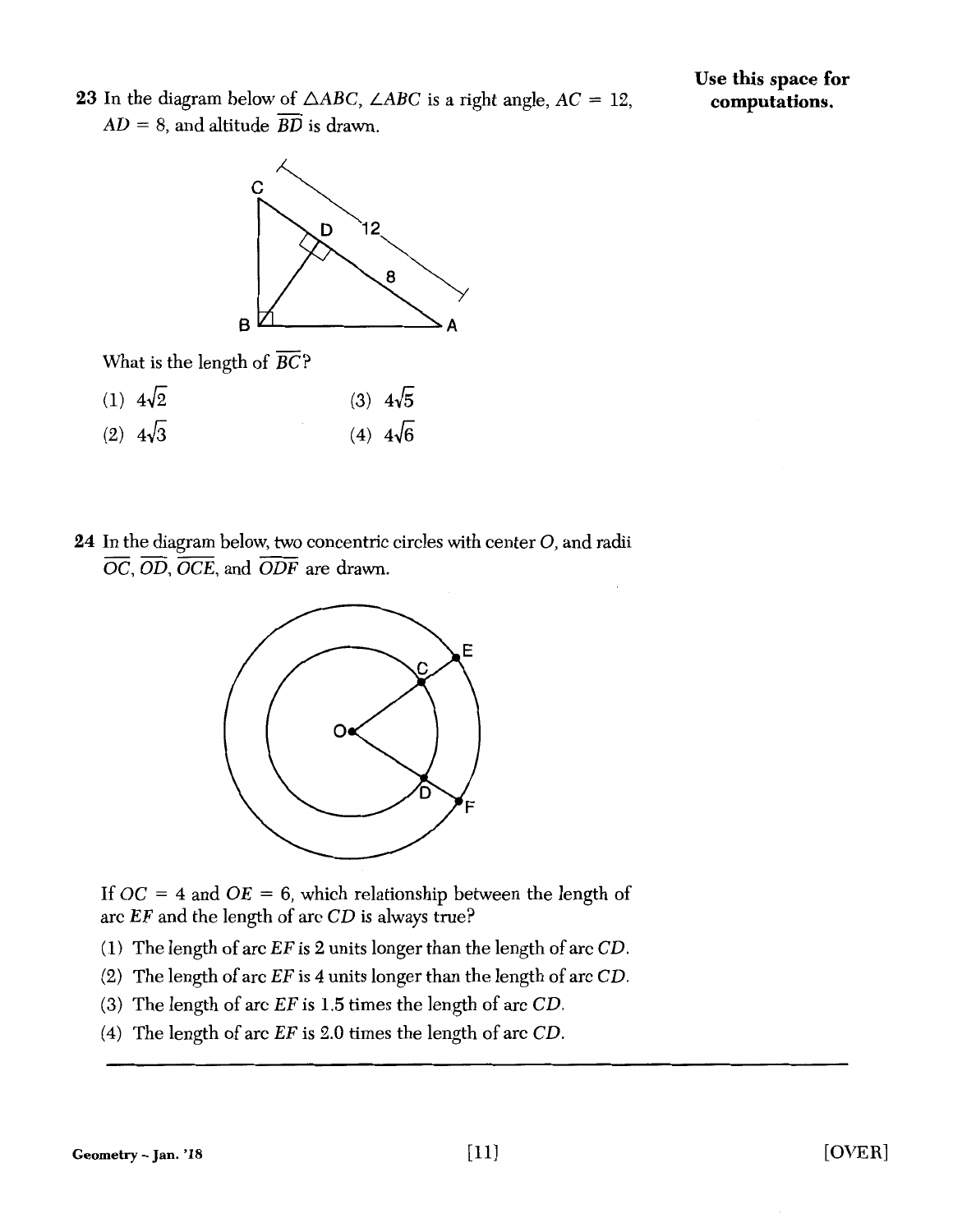**23** In the diagram below of $\triangle ABC$, $\angle ABC$ is a right angle, $AC = 12$, $AD = 8$, and altitude $\overline{BD}$ is drawn.

Use this space for computations.

What is the length of $\overline{BC}$?

(1) $4\sqrt{2}$

(2) $4\sqrt{3}$

(3) $4\sqrt{5}$

(4) $4\sqrt{6}$

**24** In the diagram below, two concentric circles with center $O$, and radii $\overline{OC}$, $\overline{OD}$, $\overline{OCE}$, and $\overline{ODF}$ are drawn.

If $OC = 4$ and $OE = 6$, which relationship between the length of arc $EF$ and the length of arc $CD$ is always true?

(1) The length of arc $EF$ is 2 units longer than the length of arc $CD$.

(2) The length of arc $EF$ is 4 units longer than the length of arc $CD$.

(3) The length of arc $EF$ is 1.5 times the length of arc $CD$.

(4) The length of arc $EF$ is 2.0 times the length of arc $CD$.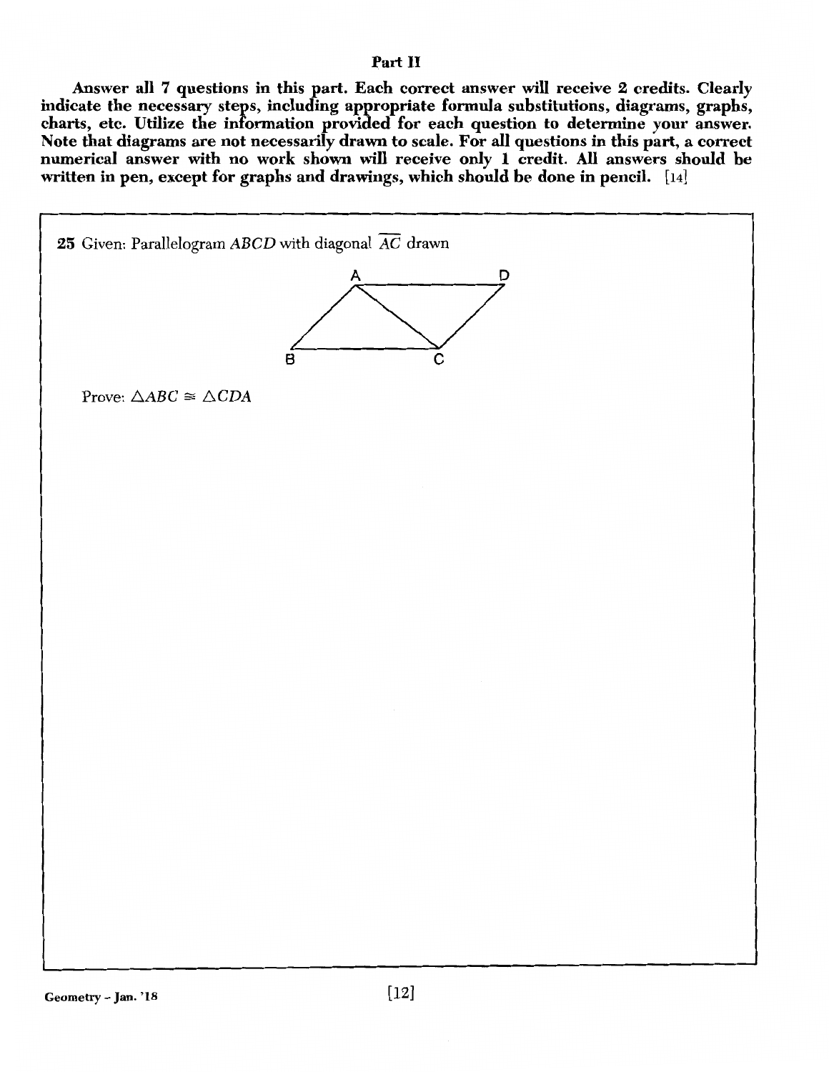## Part II

**Answer all 7 questions in this part. Each correct answer will receive 2 credits. Clearly indicate the necessary steps, including appropriate formula substitutions, diagrams, graphs, charts, etc. Utilize the information provided for each question to determine your answer. Note that diagrams are not necessarily drawn to scale. For all questions in this part, a correct numerical answer with no work shown will receive only 1 credit. All answers should be written in pen, except for graphs and drawings, which should be done in pencil.** [14]

**25** Given: Parallelogram $ABCD$ with diagonal $\overline{AC}$ drawn

Prove: $\triangle ABC \cong \triangle CDA$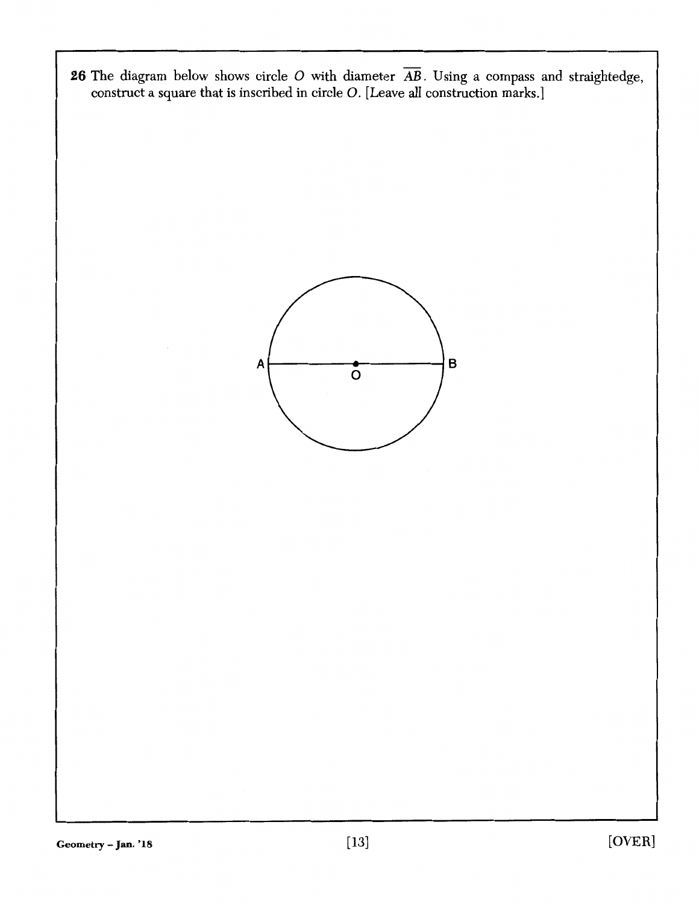**26** The diagram below shows circle $O$ with diameter $\overline{AB}$. Using a compass and straightedge, construct a square that is inscribed in circle $O$. [Leave all construction marks.]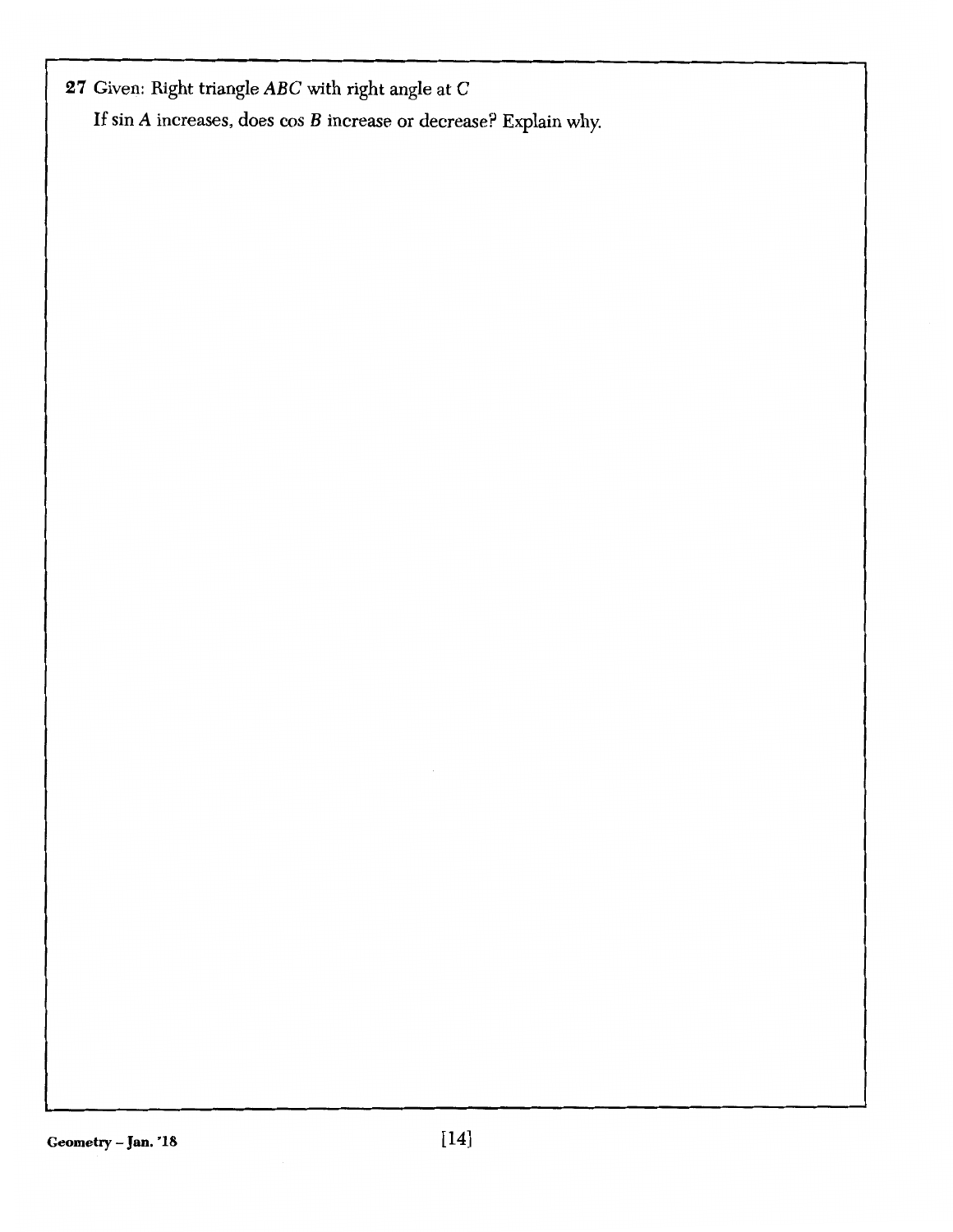**27** Given: Right triangle $ABC$ with right angle at $C$

If $\sin A$ increases, does $\cos B$ increase or decrease? Explain why.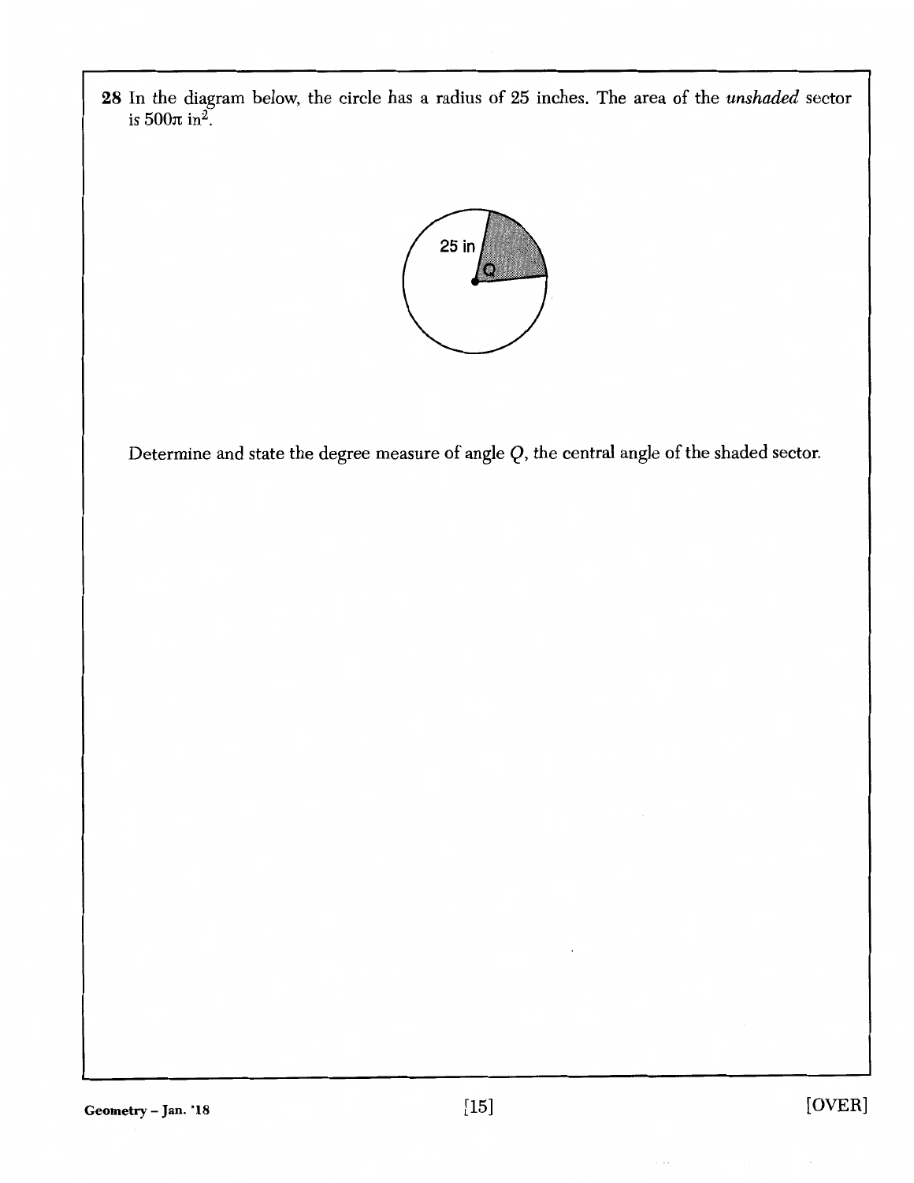**28** In the diagram below, the circle has a radius of 25 inches. The area of the *unshaded* sector is $500\pi$ in$^2$.

Determine and state the degree measure of angle $Q$, the central angle of the shaded sector.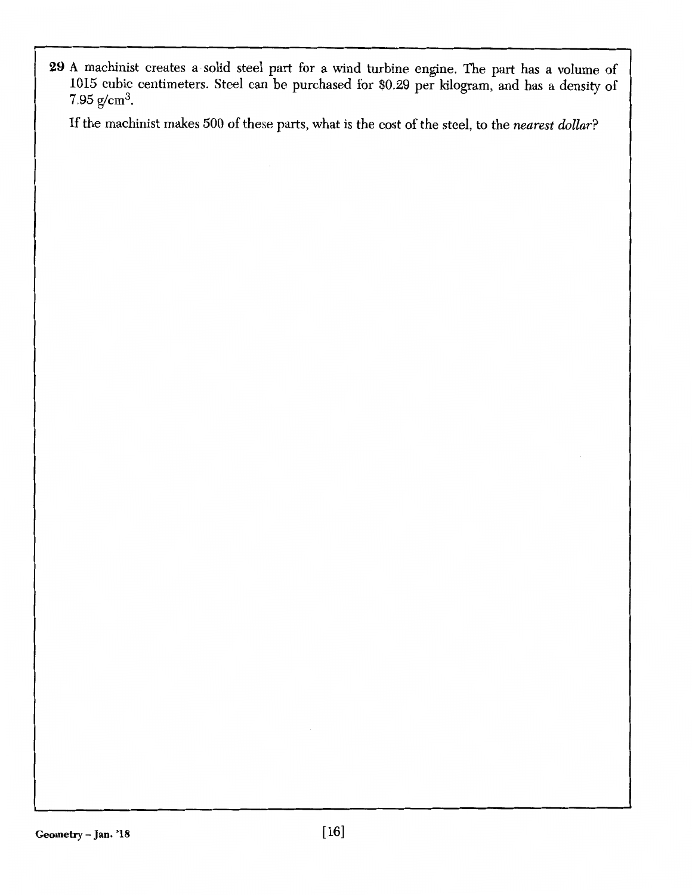29 A machinist creates a solid steel part for a wind turbine engine. The part has a volume of 1015 cubic centimeters. Steel can be purchased for \$0.29 per kilogram, and has a density of 7.95 g/cm$^3$.

If the machinist makes 500 of these parts, what is the cost of the steel, to the *nearest dollar*?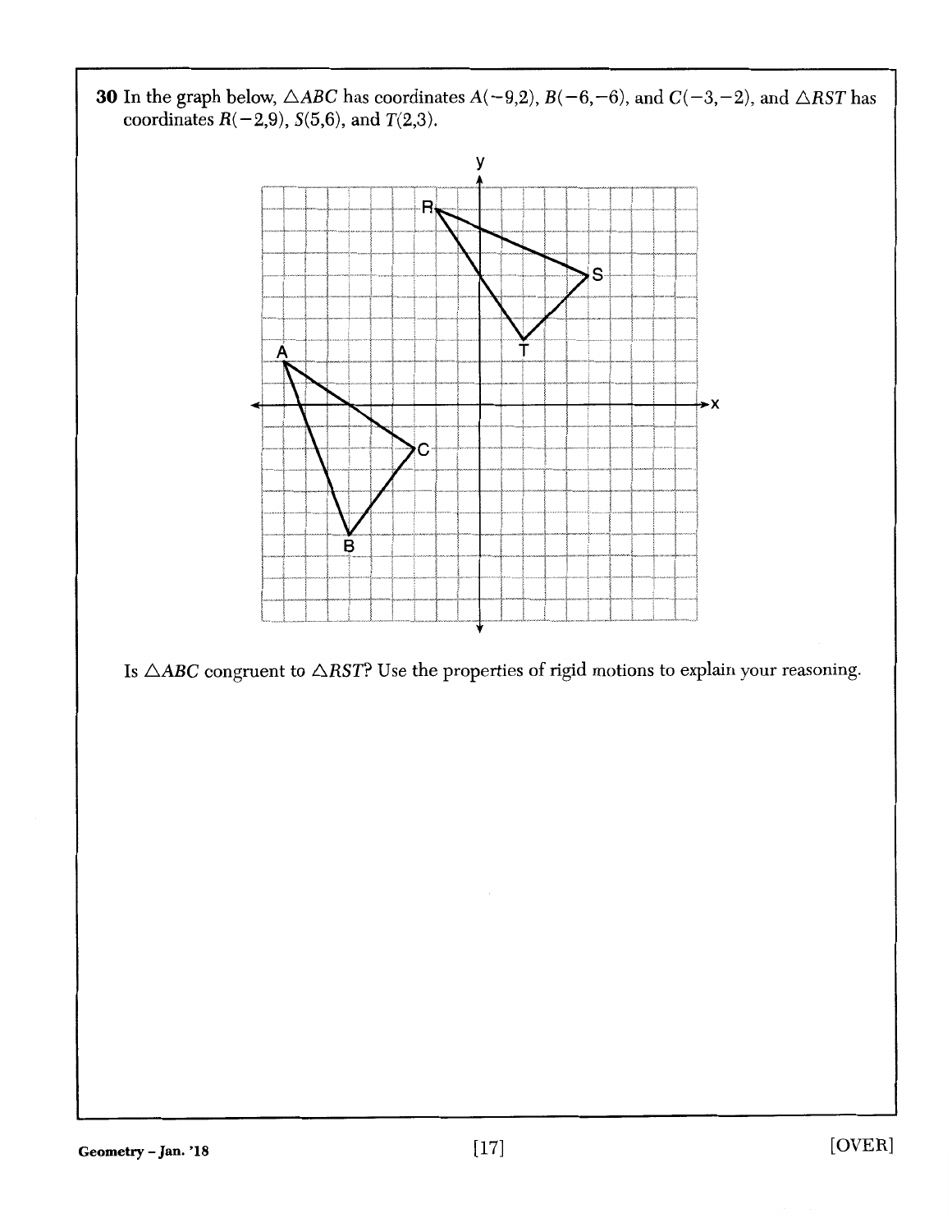**30** In the graph below, $\triangle ABC$ has coordinates $A(-9,2)$, $B(-6,-6)$, and $C(-3,-2)$, and $\triangle RST$ has coordinates $R(-2,9)$, $S(5,6)$, and $T(2,3)$.

Is $\triangle ABC$ congruent to $\triangle RST$? Use the properties of rigid motions to explain your reasoning.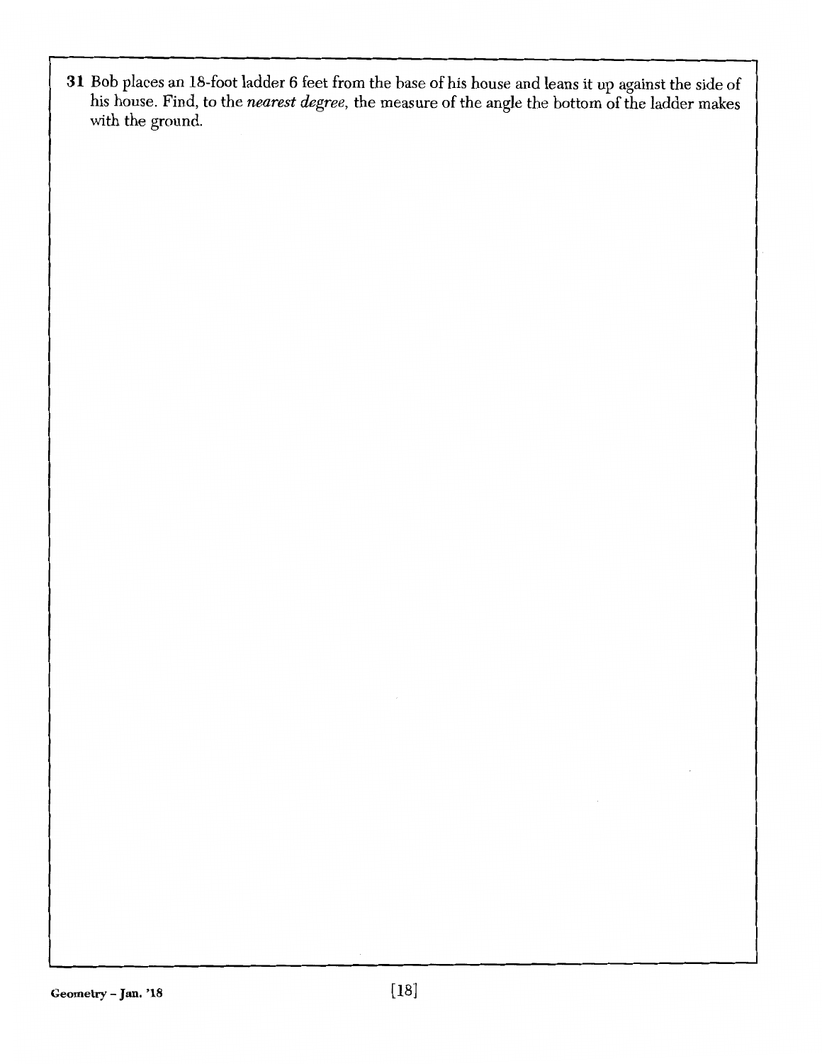**31** Bob places an 18-foot ladder 6 feet from the base of his house and leans it up against the side of his house. Find, to the *nearest degree*, the measure of the angle the bottom of the ladder makes with the ground.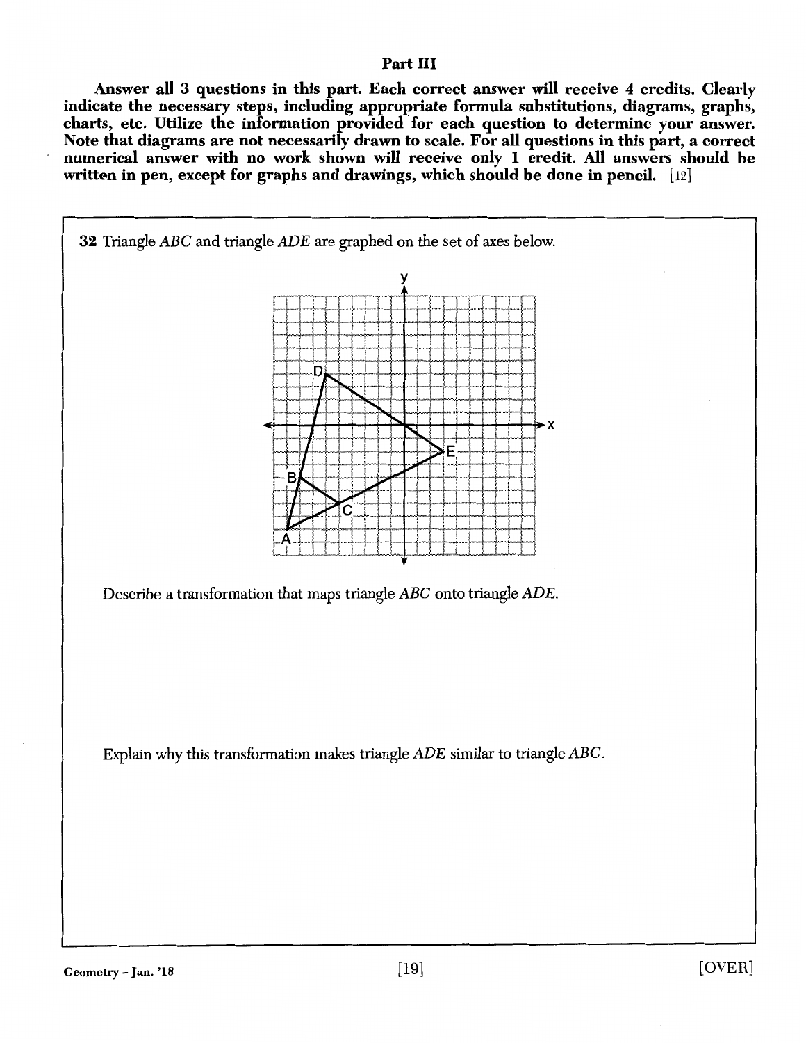## Part III

**Answer all 3 questions in this part. Each correct answer will receive 4 credits. Clearly indicate the necessary steps, including appropriate formula substitutions, diagrams, graphs, charts, etc. Utilize the information provided for each question to determine your answer. Note that diagrams are not necessarily drawn to scale. For all questions in this part, a correct numerical answer with no work shown will receive only 1 credit. All answers should be written in pen, except for graphs and drawings, which should be done in pencil.** [12]

**32** Triangle $ABC$ and triangle $ADE$ are graphed on the set of axes below.

Describe a transformation that maps triangle $ABC$ onto triangle $ADE$.

Explain why this transformation makes triangle $ADE$ similar to triangle $ABC$.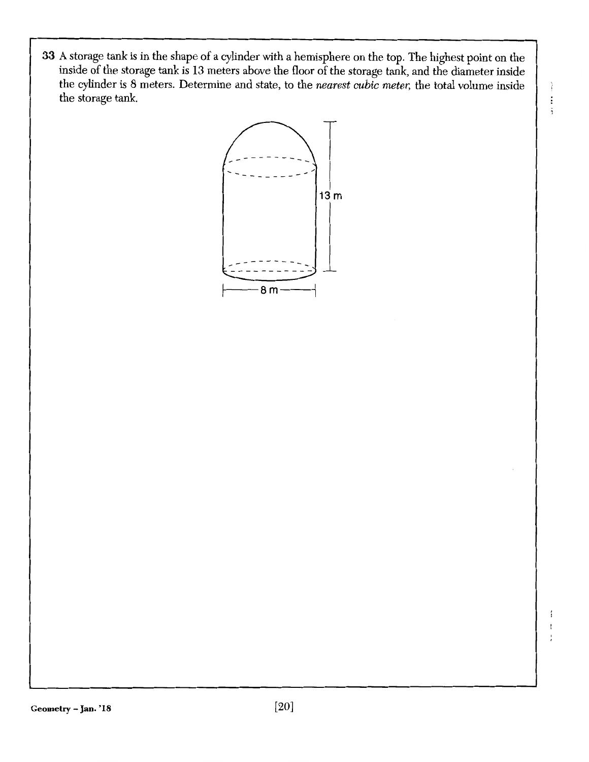33 A storage tank is in the shape of a cylinder with a hemisphere on the top. The highest point on the inside of the storage tank is 13 meters above the floor of the storage tank, and the diameter inside the cylinder is 8 meters. Determine and state, to the *nearest cubic meter*, the total volume inside the storage tank.

13 m

8 m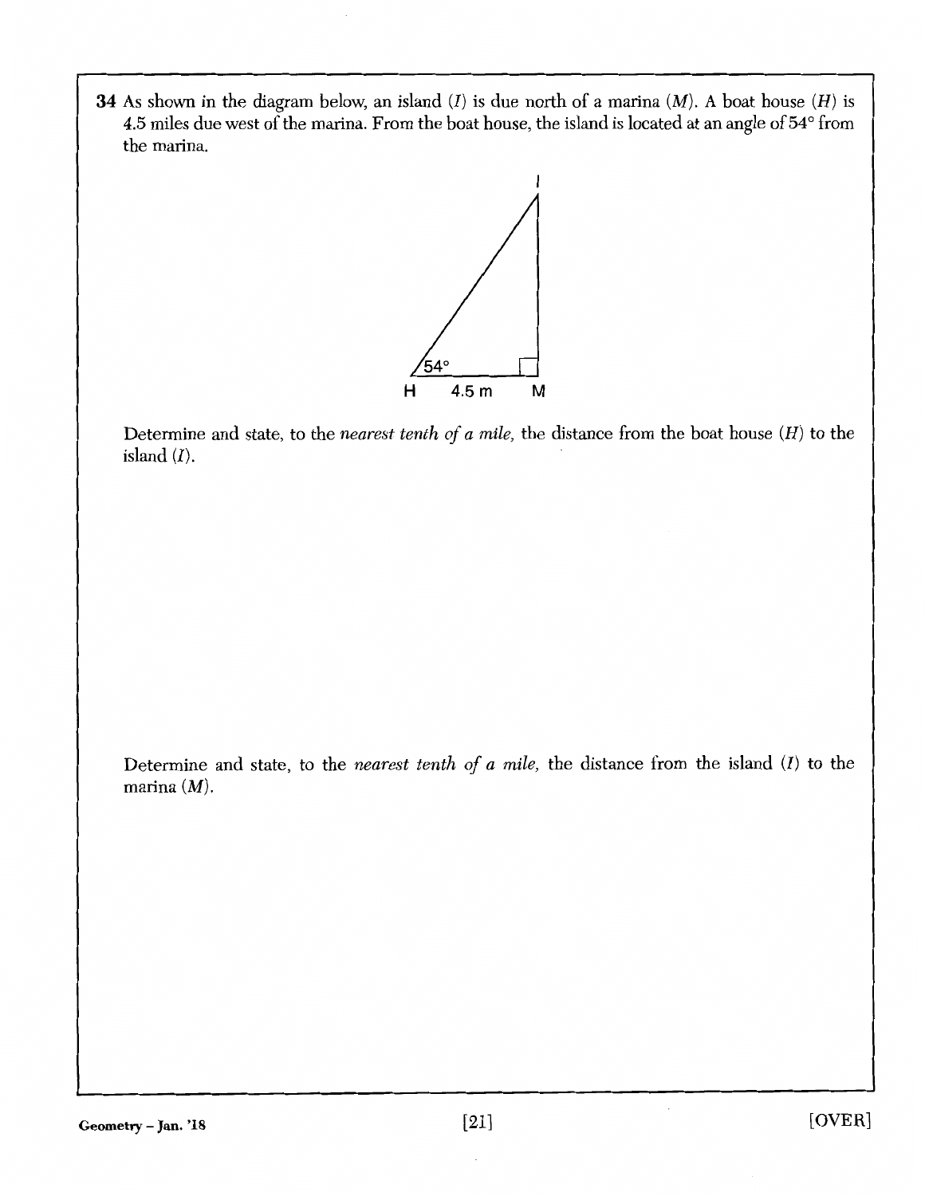**34** As shown in the diagram below, an island ($I$) is due north of a marina ($M$). A boat house ($H$) is 4.5 miles due west of the marina. From the boat house, the island is located at an angle of 54° from the marina.

Determine and state, to the *nearest tenth of a mile*, the distance from the boat house ($H$) to the island ($I$).

Determine and state, to the *nearest tenth of a mile*, the distance from the island ($I$) to the marina ($M$).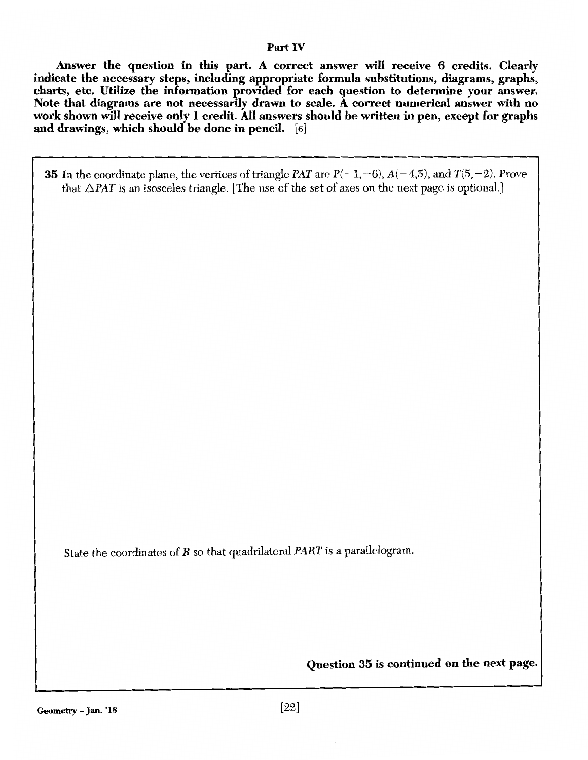## Part IV

**Answer the question in this part. A correct answer will receive 6 credits. Clearly indicate the necessary steps, including appropriate formula substitutions, diagrams, graphs, charts, etc. Utilize the information provided for each question to determine your answer. Note that diagrams are not necessarily drawn to scale. A correct numerical answer with no work shown will receive only 1 credit. All answers should be written in pen, except for graphs and drawings, which should be done in pencil.** [6]

**35** In the coordinate plane, the vertices of triangle $PAT$ are $P(-1,-6)$, $A(-4,5)$, and $T(5,-2)$. Prove that $\triangle PAT$ is an isosceles triangle. [The use of the set of axes on the next page is optional.]

State the coordinates of $R$ so that quadrilateral $PART$ is a parallelogram.

**Question 35 is continued on the next page.**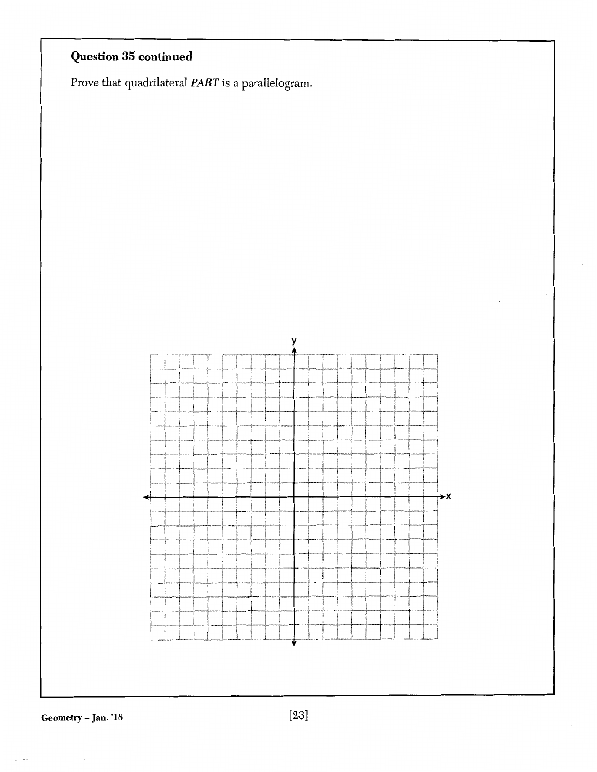**Question 35 continued**

Prove that quadrilateral *PART* is a parallelogram.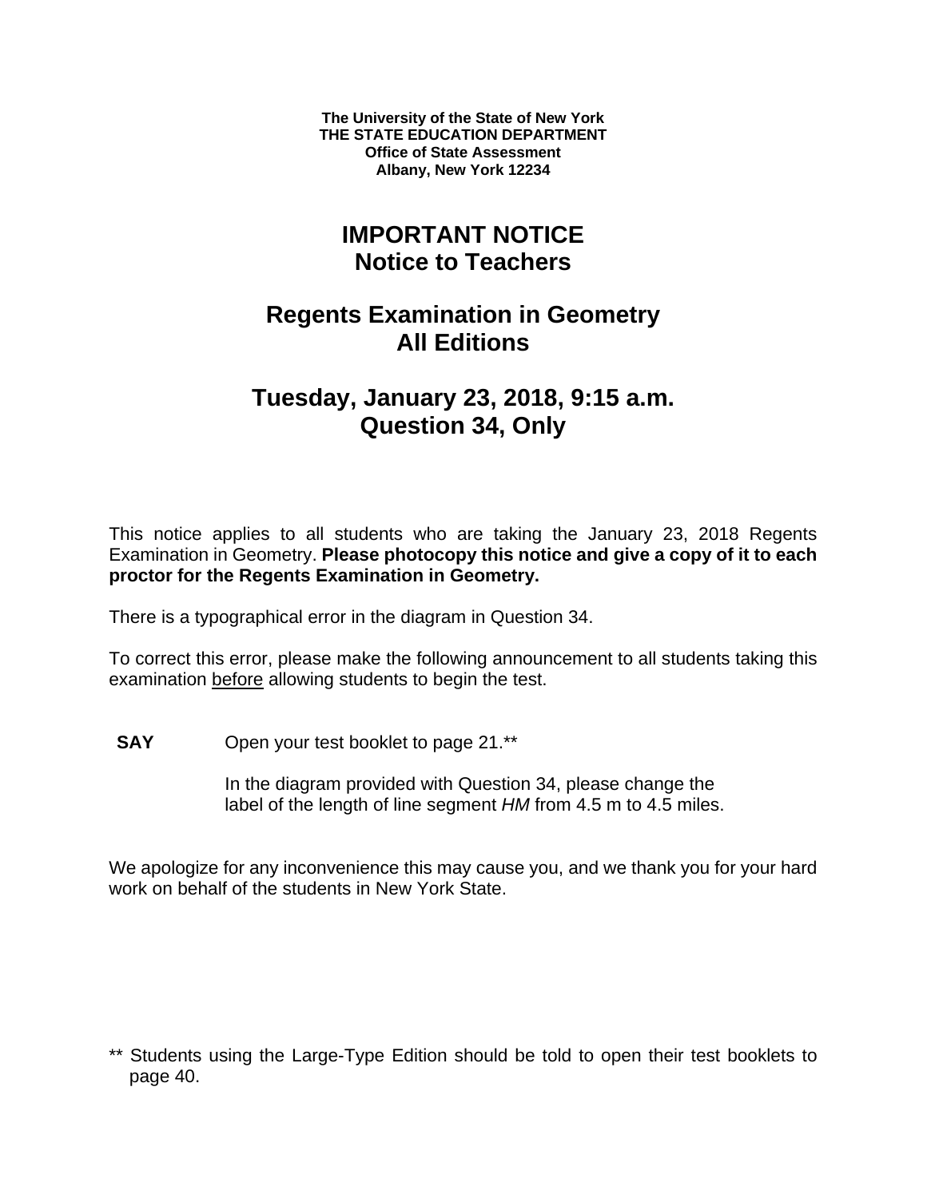**The University of the State of New York**
**THE STATE EDUCATION DEPARTMENT**
**Office of State Assessment**
**Albany, New York 12234**

# IMPORTANT NOTICE
# Notice to Teachers

## Regents Examination in Geometry
## All Editions

## Tuesday, January 23, 2018, 9:15 a.m.
## Question 34, Only

This notice applies to all students who are taking the January 23, 2018 Regents Examination in Geometry. **Please photocopy this notice and give a copy of it to each proctor for the Regents Examination in Geometry.**

There is a typographical error in the diagram in Question 34.

To correct this error, please make the following announcement to all students taking this examination before allowing students to begin the test.

**SAY** Open your test booklet to page 21.**

In the diagram provided with Question 34, please change the label of the length of line segment *HM* from 4.5 m to 4.5 miles.

We apologize for any inconvenience this may cause you, and we thank you for your hard work on behalf of the students in New York State.

** Students using the Large-Type Edition should be told to open their test booklets to page 40.